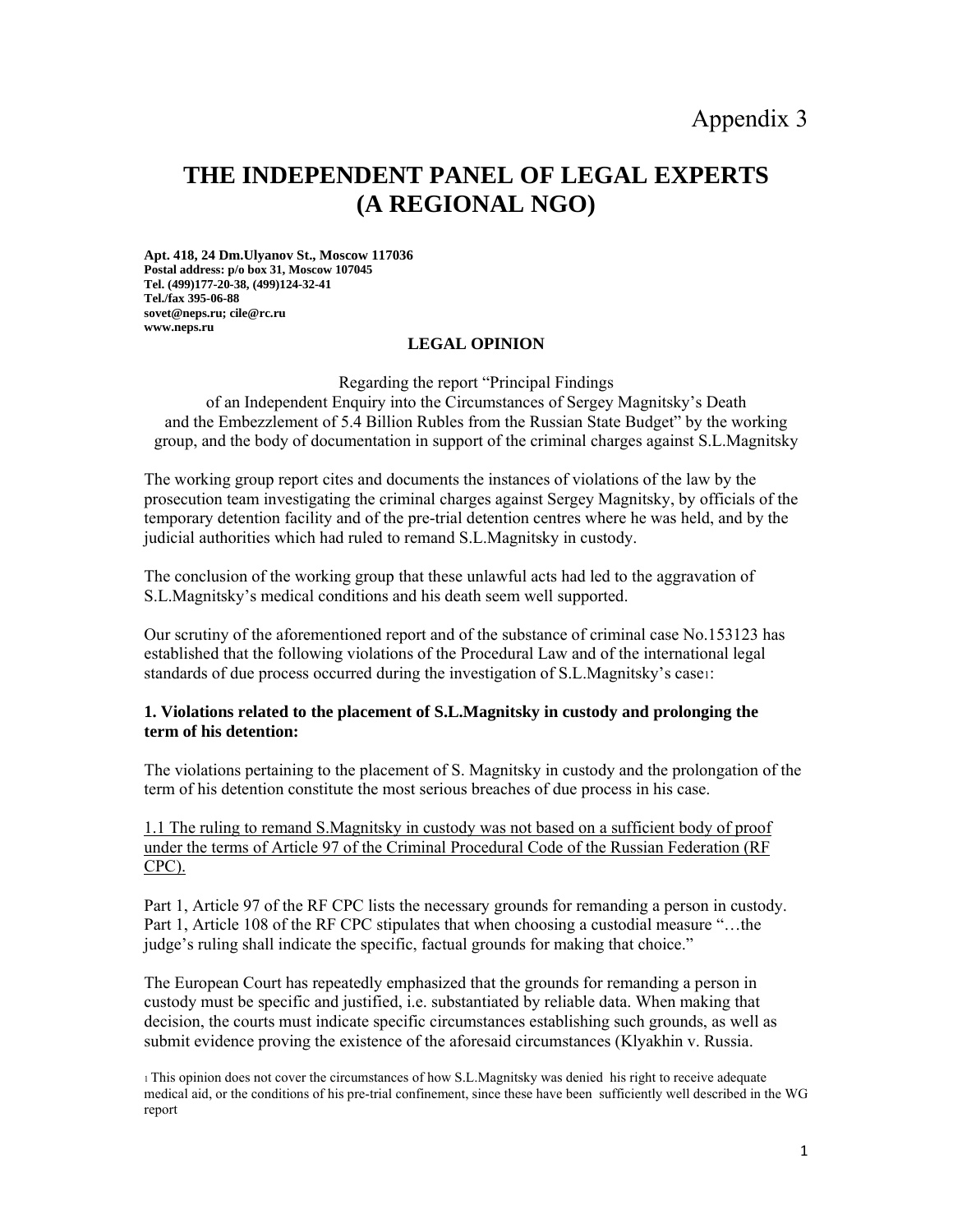Appendix 3

# THE INDEPENDENT PANEL OF LEGAL EXPERTS (A REGIONAL NGO)

**Apt. 418, 24 Dm.Ulyanov St., Moscow 117036**
**Postal address: p/o box 31, Moscow 107045**
**Tel. (499)177-20-38, (499)124-32-41**
**Tel./fax 395-06-88**
**sovet@neps.ru; cile@rc.ru**
**www.neps.ru**

## LEGAL OPINION

Regarding the report "Principal Findings of an Independent Enquiry into the Circumstances of Sergey Magnitsky's Death and the Embezzlement of 5.4 Billion Rubles from the Russian State Budget" by the working group, and the body of documentation in support of the criminal charges against S.L.Magnitsky

The working group report cites and documents the instances of violations of the law by the prosecution team investigating the criminal charges against Sergey Magnitsky, by officials of the temporary detention facility and of the pre-trial detention centres where he was held, and by the judicial authorities which had ruled to remand S.L.Magnitsky in custody.

The conclusion of the working group that these unlawful acts had led to the aggravation of S.L.Magnitsky's medical conditions and his death seem well supported.

Our scrutiny of the aforementioned report and of the substance of criminal case No.153123 has established that the following violations of the Procedural Law and of the international legal standards of due process occurred during the investigation of S.L.Magnitsky's case[1]:

### 1. Violations related to the placement of S.L.Magnitsky in custody and prolonging the term of his detention:

The violations pertaining to the placement of S. Magnitsky in custody and the prolongation of the term of his detention constitute the most serious breaches of due process in his case.

<u>1.1 The ruling to remand S.Magnitsky in custody was not based on a sufficient body of proof under the terms of Article 97 of the Criminal Procedural Code of the Russian Federation (RF CPC).</u>

Part 1, Article 97 of the RF CPC lists the necessary grounds for remanding a person in custody. Part 1, Article 108 of the RF CPC stipulates that when choosing a custodial measure "…the judge's ruling shall indicate the specific, factual grounds for making that choice."

The European Court has repeatedly emphasized that the grounds for remanding a person in custody must be specific and justified, i.e. substantiated by reliable data. When making that decision, the courts must indicate specific circumstances establishing such grounds, as well as submit evidence proving the existence of the aforesaid circumstances (Klyakhin v. Russia.

[1] This opinion does not cover the circumstances of how S.L.Magnitsky was denied his right to receive adequate medical aid, or the conditions of his pre-trial confinement, since these have been sufficiently well described in the WG report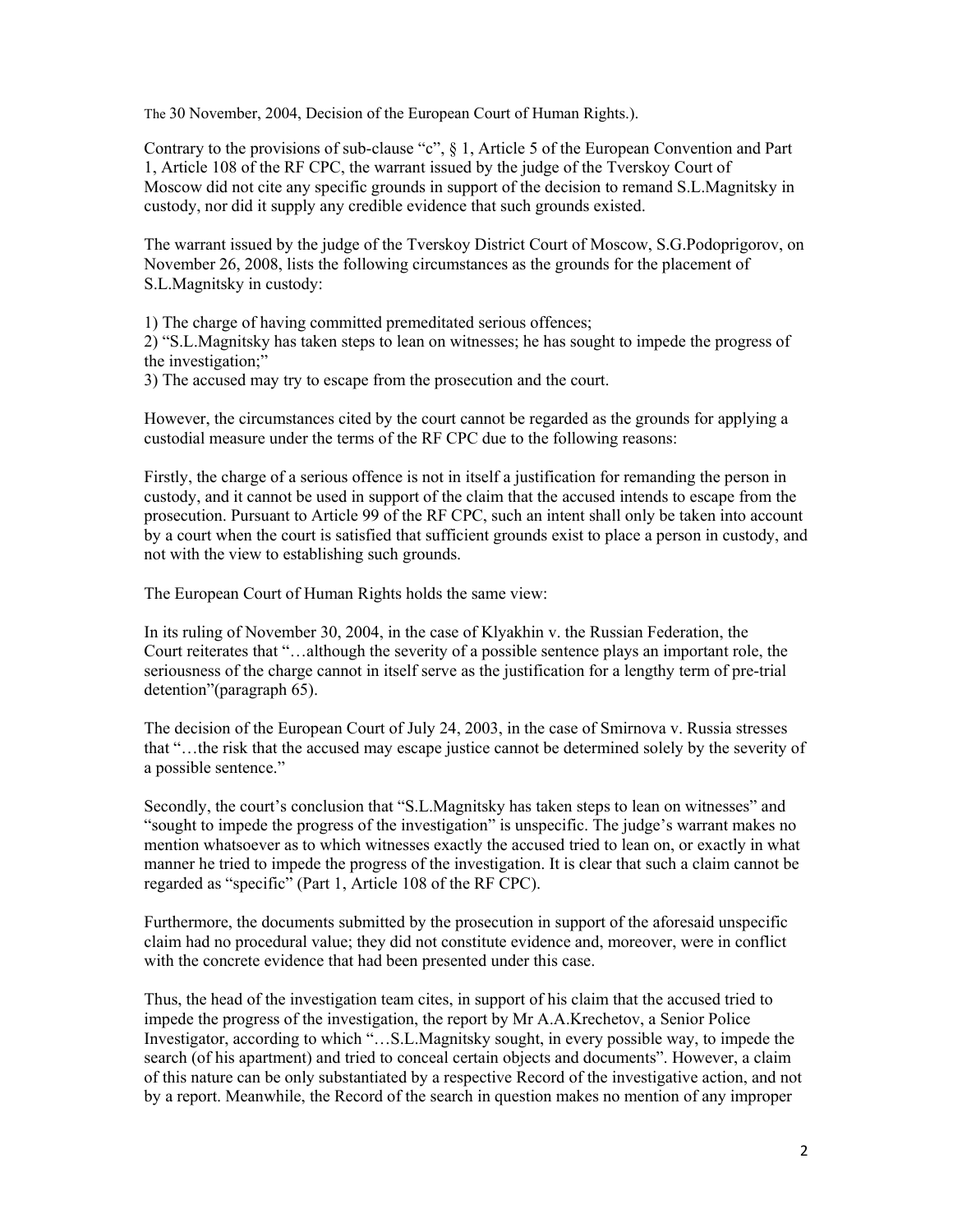The 30 November, 2004, Decision of the European Court of Human Rights.).

Contrary to the provisions of sub-clause "c", § 1, Article 5 of the European Convention and Part 1, Article 108 of the RF CPC, the warrant issued by the judge of the Tverskoy Court of Moscow did not cite any specific grounds in support of the decision to remand S.L.Magnitsky in custody, nor did it supply any credible evidence that such grounds existed.

The warrant issued by the judge of the Tverskoy District Court of Moscow, S.G.Podoprigorov, on November 26, 2008, lists the following circumstances as the grounds for the placement of S.L.Magnitsky in custody:

1) The charge of having committed premeditated serious offences;
2) "S.L.Magnitsky has taken steps to lean on witnesses; he has sought to impede the progress of the investigation;"
3) The accused may try to escape from the prosecution and the court.

However, the circumstances cited by the court cannot be regarded as the grounds for applying a custodial measure under the terms of the RF CPC due to the following reasons:

Firstly, the charge of a serious offence is not in itself a justification for remanding the person in custody, and it cannot be used in support of the claim that the accused intends to escape from the prosecution. Pursuant to Article 99 of the RF CPC, such an intent shall only be taken into account by a court when the court is satisfied that sufficient grounds exist to place a person in custody, and not with the view to establishing such grounds.

The European Court of Human Rights holds the same view:

In its ruling of November 30, 2004, in the case of Klyakhin v. the Russian Federation, the Court reiterates that "…although the severity of a possible sentence plays an important role, the seriousness of the charge cannot in itself serve as the justification for a lengthy term of pre-trial detention"(paragraph 65).

The decision of the European Court of July 24, 2003, in the case of Smirnova v. Russia stresses that "…the risk that the accused may escape justice cannot be determined solely by the severity of a possible sentence."

Secondly, the court's conclusion that "S.L.Magnitsky has taken steps to lean on witnesses" and "sought to impede the progress of the investigation" is unspecific. The judge's warrant makes no mention whatsoever as to which witnesses exactly the accused tried to lean on, or exactly in what manner he tried to impede the progress of the investigation. It is clear that such a claim cannot be regarded as "specific" (Part 1, Article 108 of the RF CPC).

Furthermore, the documents submitted by the prosecution in support of the aforesaid unspecific claim had no procedural value; they did not constitute evidence and, moreover, were in conflict with the concrete evidence that had been presented under this case.

Thus, the head of the investigation team cites, in support of his claim that the accused tried to impede the progress of the investigation, the report by Mr A.A.Krechetov, a Senior Police Investigator, according to which "…S.L.Magnitsky sought, in every possible way, to impede the search (of his apartment) and tried to conceal certain objects and documents". However, a claim of this nature can be only substantiated by a respective Record of the investigative action, and not by a report. Meanwhile, the Record of the search in question makes no mention of any improper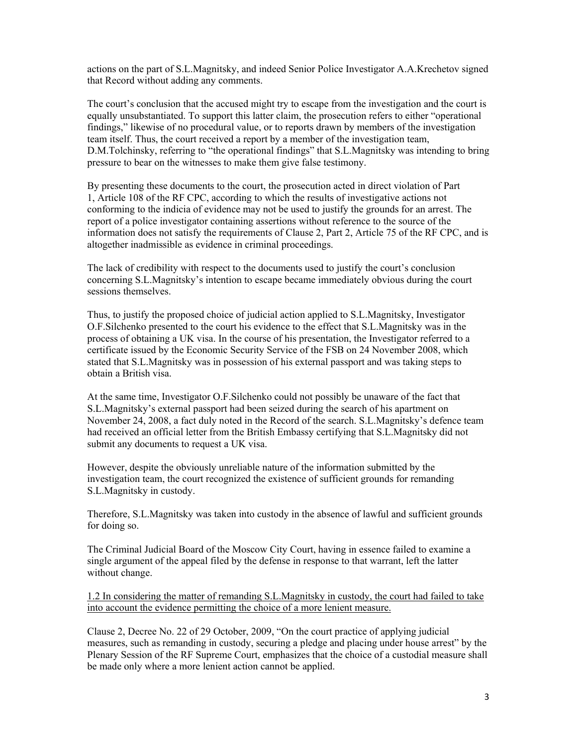actions on the part of S.L.Magnitsky, and indeed Senior Police Investigator A.A.Krechetov signed that Record without adding any comments.

The court's conclusion that the accused might try to escape from the investigation and the court is equally unsubstantiated. To support this latter claim, the prosecution refers to either "operational findings," likewise of no procedural value, or to reports drawn by members of the investigation team itself. Thus, the court received a report by a member of the investigation team, D.M.Tolchinsky, referring to "the operational findings" that S.L.Magnitsky was intending to bring pressure to bear on the witnesses to make them give false testimony.

By presenting these documents to the court, the prosecution acted in direct violation of Part 1, Article 108 of the RF CPC, according to which the results of investigative actions not conforming to the indicia of evidence may not be used to justify the grounds for an arrest. The report of a police investigator containing assertions without reference to the source of the information does not satisfy the requirements of Clause 2, Part 2, Article 75 of the RF CPC, and is altogether inadmissible as evidence in criminal proceedings.

The lack of credibility with respect to the documents used to justify the court's conclusion concerning S.L.Magnitsky's intention to escape became immediately obvious during the court sessions themselves.

Thus, to justify the proposed choice of judicial action applied to S.L.Magnitsky, Investigator O.F.Silchenko presented to the court his evidence to the effect that S.L.Magnitsky was in the process of obtaining a UK visa. In the course of his presentation, the Investigator referred to a certificate issued by the Economic Security Service of the FSB on 24 November 2008, which stated that S.L.Magnitsky was in possession of his external passport and was taking steps to obtain a British visa.

At the same time, Investigator O.F.Silchenko could not possibly be unaware of the fact that S.L.Magnitsky's external passport had been seized during the search of his apartment on November 24, 2008, a fact duly noted in the Record of the search. S.L.Magnitsky's defence team had received an official letter from the British Embassy certifying that S.L.Magnitsky did not submit any documents to request a UK visa.

However, despite the obviously unreliable nature of the information submitted by the investigation team, the court recognized the existence of sufficient grounds for remanding S.L.Magnitsky in custody.

Therefore, S.L.Magnitsky was taken into custody in the absence of lawful and sufficient grounds for doing so.

The Criminal Judicial Board of the Moscow City Court, having in essence failed to examine a single argument of the appeal filed by the defense in response to that warrant, left the latter without change.

<u>1.2 In considering the matter of remanding S.L.Magnitsky in custody, the court had failed to take into account the evidence permitting the choice of a more lenient measure.</u>

Clause 2, Decree No. 22 of 29 October, 2009, "On the court practice of applying judicial measures, such as remanding in custody, securing a pledge and placing under house arrest" by the Plenary Session of the RF Supreme Court, emphasizes that the choice of a custodial measure shall be made only where a more lenient action cannot be applied.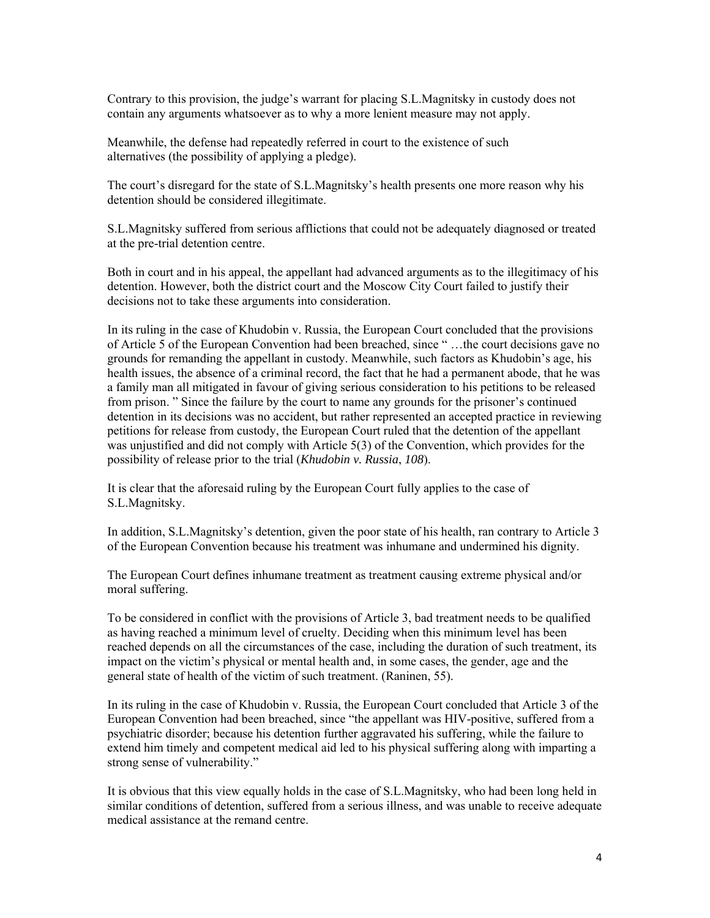Contrary to this provision, the judge's warrant for placing S.L.Magnitsky in custody does not contain any arguments whatsoever as to why a more lenient measure may not apply.

Meanwhile, the defense had repeatedly referred in court to the existence of such alternatives (the possibility of applying a pledge).

The court's disregard for the state of S.L.Magnitsky's health presents one more reason why his detention should be considered illegitimate.

S.L.Magnitsky suffered from serious afflictions that could not be adequately diagnosed or treated at the pre-trial detention centre.

Both in court and in his appeal, the appellant had advanced arguments as to the illegitimacy of his detention. However, both the district court and the Moscow City Court failed to justify their decisions not to take these arguments into consideration.

In its ruling in the case of Khudobin v. Russia, the European Court concluded that the provisions of Article 5 of the European Convention had been breached, since " …the court decisions gave no grounds for remanding the appellant in custody. Meanwhile, such factors as Khudobin's age, his health issues, the absence of a criminal record, the fact that he had a permanent abode, that he was a family man all mitigated in favour of giving serious consideration to his petitions to be released from prison. " Since the failure by the court to name any grounds for the prisoner's continued detention in its decisions was no accident, but rather represented an accepted practice in reviewing petitions for release from custody, the European Court ruled that the detention of the appellant was unjustified and did not comply with Article 5(3) of the Convention, which provides for the possibility of release prior to the trial (*Khudobin v. Russia*, *108*).

It is clear that the aforesaid ruling by the European Court fully applies to the case of S.L.Magnitsky.

In addition, S.L.Magnitsky's detention, given the poor state of his health, ran contrary to Article 3 of the European Convention because his treatment was inhumane and undermined his dignity.

The European Court defines inhumane treatment as treatment causing extreme physical and/or moral suffering.

To be considered in conflict with the provisions of Article 3, bad treatment needs to be qualified as having reached a minimum level of cruelty. Deciding when this minimum level has been reached depends on all the circumstances of the case, including the duration of such treatment, its impact on the victim's physical or mental health and, in some cases, the gender, age and the general state of health of the victim of such treatment. (Raninen, 55).

In its ruling in the case of Khudobin v. Russia, the European Court concluded that Article 3 of the European Convention had been breached, since "the appellant was HIV-positive, suffered from a psychiatric disorder; because his detention further aggravated his suffering, while the failure to extend him timely and competent medical aid led to his physical suffering along with imparting a strong sense of vulnerability."

It is obvious that this view equally holds in the case of S.L.Magnitsky, who had been long held in similar conditions of detention, suffered from a serious illness, and was unable to receive adequate medical assistance at the remand centre.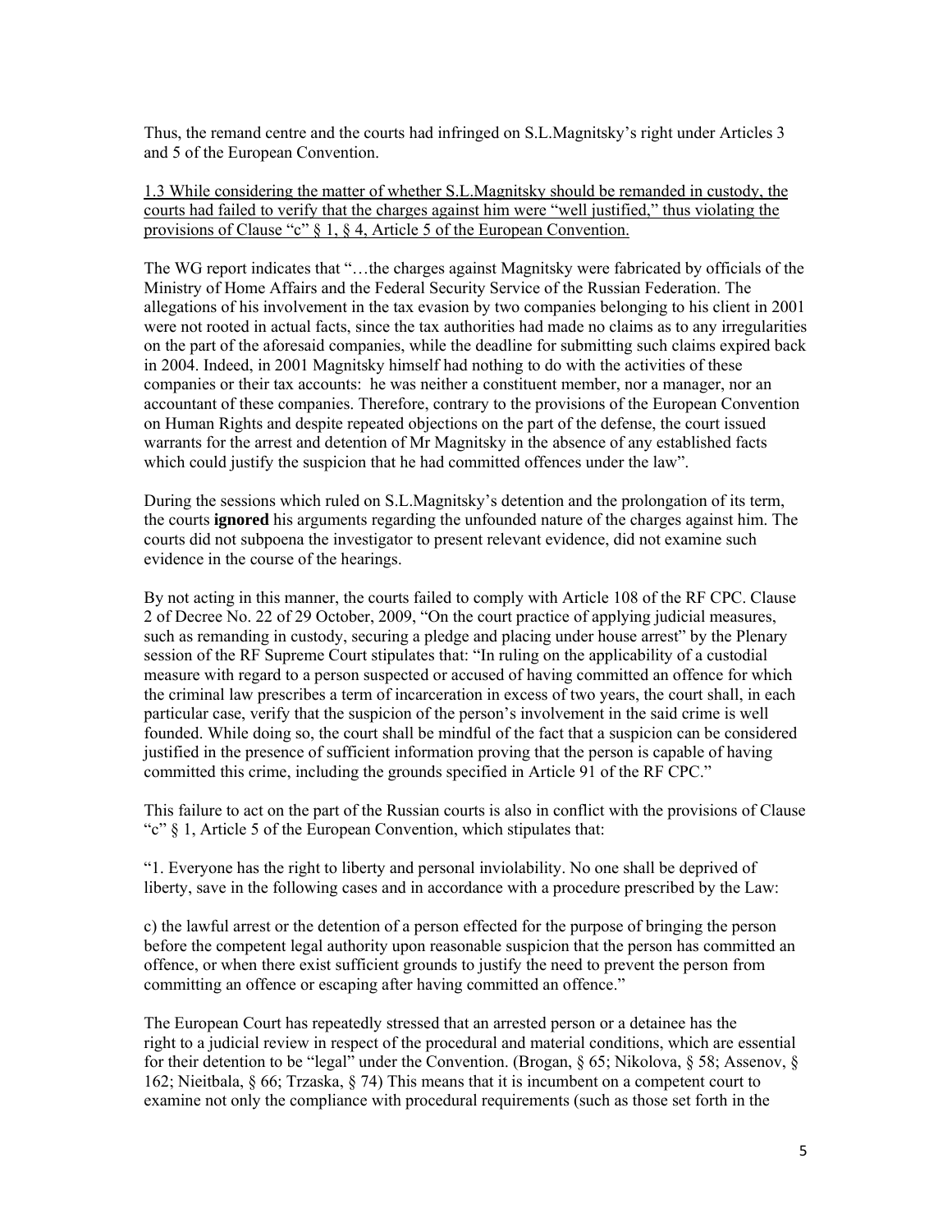Thus, the remand centre and the courts had infringed on S.L.Magnitsky's right under Articles 3 and 5 of the European Convention.

<u>1.3 While considering the matter of whether S.L.Magnitsky should be remanded in custody, the courts had failed to verify that the charges against him were "well justified," thus violating the provisions of Clause "c" § 1, § 4, Article 5 of the European Convention.</u>

The WG report indicates that "…the charges against Magnitsky were fabricated by officials of the Ministry of Home Affairs and the Federal Security Service of the Russian Federation. The allegations of his involvement in the tax evasion by two companies belonging to his client in 2001 were not rooted in actual facts, since the tax authorities had made no claims as to any irregularities on the part of the aforesaid companies, while the deadline for submitting such claims expired back in 2004. Indeed, in 2001 Magnitsky himself had nothing to do with the activities of these companies or their tax accounts: he was neither a constituent member, nor a manager, nor an accountant of these companies. Therefore, contrary to the provisions of the European Convention on Human Rights and despite repeated objections on the part of the defense, the court issued warrants for the arrest and detention of Mr Magnitsky in the absence of any established facts which could justify the suspicion that he had committed offences under the law".

During the sessions which ruled on S.L.Magnitsky's detention and the prolongation of its term, the courts **ignored** his arguments regarding the unfounded nature of the charges against him. The courts did not subpoena the investigator to present relevant evidence, did not examine such evidence in the course of the hearings.

By not acting in this manner, the courts failed to comply with Article 108 of the RF CPC. Clause 2 of Decree No. 22 of 29 October, 2009, "On the court practice of applying judicial measures, such as remanding in custody, securing a pledge and placing under house arrest" by the Plenary session of the RF Supreme Court stipulates that: "In ruling on the applicability of a custodial measure with regard to a person suspected or accused of having committed an offence for which the criminal law prescribes a term of incarceration in excess of two years, the court shall, in each particular case, verify that the suspicion of the person's involvement in the said crime is well founded. While doing so, the court shall be mindful of the fact that a suspicion can be considered justified in the presence of sufficient information proving that the person is capable of having committed this crime, including the grounds specified in Article 91 of the RF CPC."

This failure to act on the part of the Russian courts is also in conflict with the provisions of Clause "c" § 1, Article 5 of the European Convention, which stipulates that:

"1. Everyone has the right to liberty and personal inviolability. No one shall be deprived of liberty, save in the following cases and in accordance with a procedure prescribed by the Law:

c) the lawful arrest or the detention of a person effected for the purpose of bringing the person before the competent legal authority upon reasonable suspicion that the person has committed an offence, or when there exist sufficient grounds to justify the need to prevent the person from committing an offence or escaping after having committed an offence."

The European Court has repeatedly stressed that an arrested person or a detainee has the right to a judicial review in respect of the procedural and material conditions, which are essential for their detention to be "legal" under the Convention. (Brogan, § 65; Nikolova, § 58; Assenov, § 162; Nieitbala, § 66; Trzaska, § 74) This means that it is incumbent on a competent court to examine not only the compliance with procedural requirements (such as those set forth in the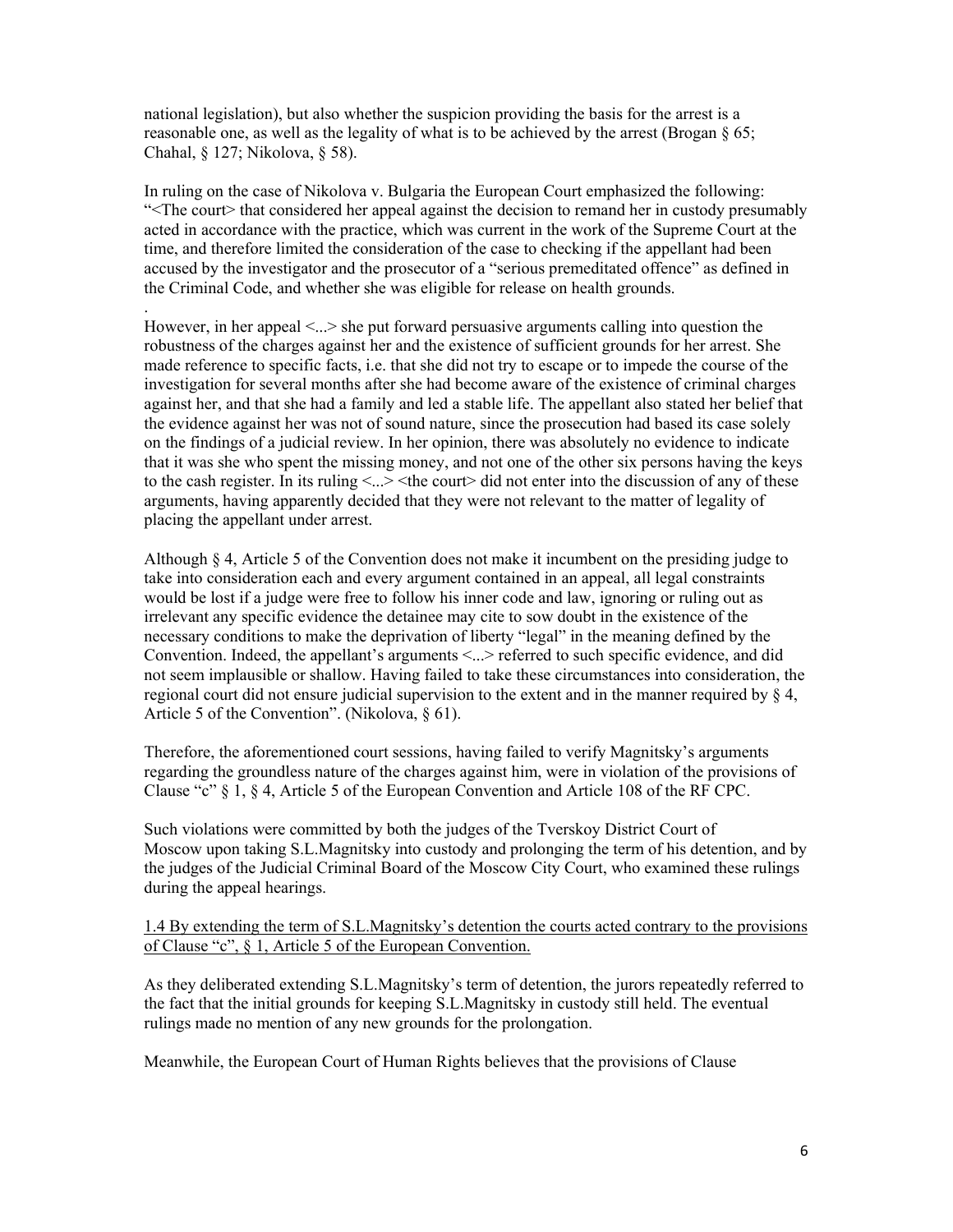national legislation), but also whether the suspicion providing the basis for the arrest is a reasonable one, as well as the legality of what is to be achieved by the arrest (Brogan § 65; Chahal, § 127; Nikolova, § 58).

In ruling on the case of Nikolova v. Bulgaria the European Court emphasized the following: "<The court> that considered her appeal against the decision to remand her in custody presumably acted in accordance with the practice, which was current in the work of the Supreme Court at the time, and therefore limited the consideration of the case to checking if the appellant had been accused by the investigator and the prosecutor of a "serious premeditated offence" as defined in the Criminal Code, and whether she was eligible for release on health grounds.

However, in her appeal <...> she put forward persuasive arguments calling into question the robustness of the charges against her and the existence of sufficient grounds for her arrest. She made reference to specific facts, i.e. that she did not try to escape or to impede the course of the investigation for several months after she had become aware of the existence of criminal charges against her, and that she had a family and led a stable life. The appellant also stated her belief that the evidence against her was not of sound nature, since the prosecution had based its case solely on the findings of a judicial review. In her opinion, there was absolutely no evidence to indicate that it was she who spent the missing money, and not one of the other six persons having the keys to the cash register. In its ruling <...> <the court> did not enter into the discussion of any of these arguments, having apparently decided that they were not relevant to the matter of legality of placing the appellant under arrest.

Although § 4, Article 5 of the Convention does not make it incumbent on the presiding judge to take into consideration each and every argument contained in an appeal, all legal constraints would be lost if a judge were free to follow his inner code and law, ignoring or ruling out as irrelevant any specific evidence the detainee may cite to sow doubt in the existence of the necessary conditions to make the deprivation of liberty "legal" in the meaning defined by the Convention. Indeed, the appellant's arguments <...> referred to such specific evidence, and did not seem implausible or shallow. Having failed to take these circumstances into consideration, the regional court did not ensure judicial supervision to the extent and in the manner required by § 4, Article 5 of the Convention". (Nikolova, § 61).

Therefore, the aforementioned court sessions, having failed to verify Magnitsky's arguments regarding the groundless nature of the charges against him, were in violation of the provisions of Clause "c" § 1, § 4, Article 5 of the European Convention and Article 108 of the RF CPC.

Such violations were committed by both the judges of the Tverskoy District Court of Moscow upon taking S.L.Magnitsky into custody and prolonging the term of his detention, and by the judges of the Judicial Criminal Board of the Moscow City Court, who examined these rulings during the appeal hearings.

<u>1.4 By extending the term of S.L.Magnitsky's detention the courts acted contrary to the provisions of Clause "c", § 1, Article 5 of the European Convention.</u>

As they deliberated extending S.L.Magnitsky's term of detention, the jurors repeatedly referred to the fact that the initial grounds for keeping S.L.Magnitsky in custody still held. The eventual rulings made no mention of any new grounds for the prolongation.

Meanwhile, the European Court of Human Rights believes that the provisions of Clause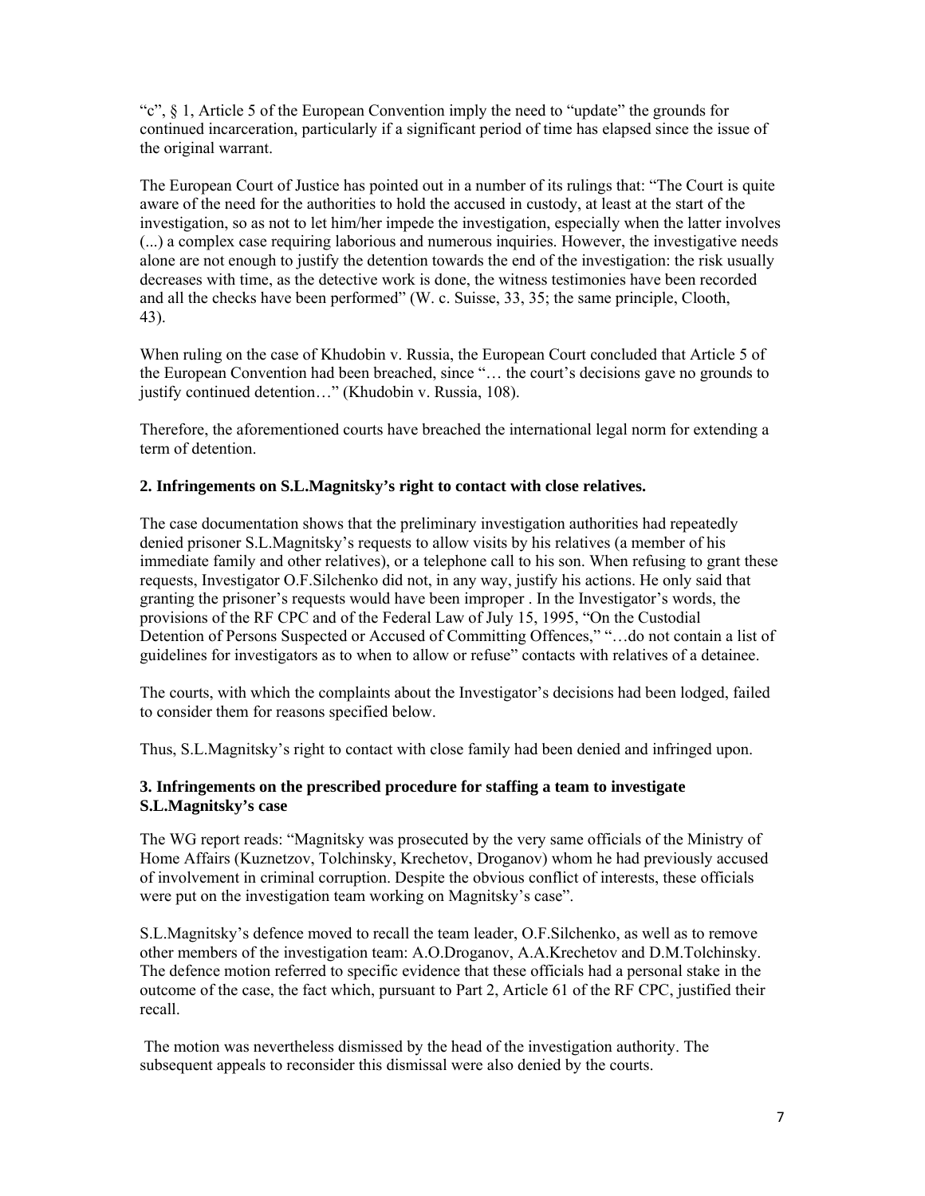"c", § 1, Article 5 of the European Convention imply the need to "update" the grounds for continued incarceration, particularly if a significant period of time has elapsed since the issue of the original warrant.

The European Court of Justice has pointed out in a number of its rulings that: "The Court is quite aware of the need for the authorities to hold the accused in custody, at least at the start of the investigation, so as not to let him/her impede the investigation, especially when the latter involves (...) a complex case requiring laborious and numerous inquiries. However, the investigative needs alone are not enough to justify the detention towards the end of the investigation: the risk usually decreases with time, as the detective work is done, the witness testimonies have been recorded and all the checks have been performed" (W. c. Suisse, 33, 35; the same principle, Clooth, 43).

When ruling on the case of Khudobin v. Russia, the European Court concluded that Article 5 of the European Convention had been breached, since "… the court's decisions gave no grounds to justify continued detention…" (Khudobin v. Russia, 108).

Therefore, the aforementioned courts have breached the international legal norm for extending a term of detention.

**2. Infringements on S.L.Magnitsky's right to contact with close relatives.**

The case documentation shows that the preliminary investigation authorities had repeatedly denied prisoner S.L.Magnitsky's requests to allow visits by his relatives (a member of his immediate family and other relatives), or a telephone call to his son. When refusing to grant these requests, Investigator O.F.Silchenko did not, in any way, justify his actions. He only said that granting the prisoner's requests would have been improper . In the Investigator's words, the provisions of the RF CPC and of the Federal Law of July 15, 1995, "On the Custodial Detention of Persons Suspected or Accused of Committing Offences," "…do not contain a list of guidelines for investigators as to when to allow or refuse" contacts with relatives of a detainee.

The courts, with which the complaints about the Investigator's decisions had been lodged, failed to consider them for reasons specified below.

Thus, S.L.Magnitsky's right to contact with close family had been denied and infringed upon.

**3. Infringements on the prescribed procedure for staffing a team to investigate S.L.Magnitsky's case**

The WG report reads: "Magnitsky was prosecuted by the very same officials of the Ministry of Home Affairs (Kuznetzov, Tolchinsky, Krechetov, Droganov) whom he had previously accused of involvement in criminal corruption. Despite the obvious conflict of interests, these officials were put on the investigation team working on Magnitsky's case".

S.L.Magnitsky's defence moved to recall the team leader, O.F.Silchenko, as well as to remove other members of the investigation team: A.O.Droganov, A.A.Krechetov and D.M.Tolchinsky. The defence motion referred to specific evidence that these officials had a personal stake in the outcome of the case, the fact which, pursuant to Part 2, Article 61 of the RF CPC, justified their recall.

The motion was nevertheless dismissed by the head of the investigation authority. The subsequent appeals to reconsider this dismissal were also denied by the courts.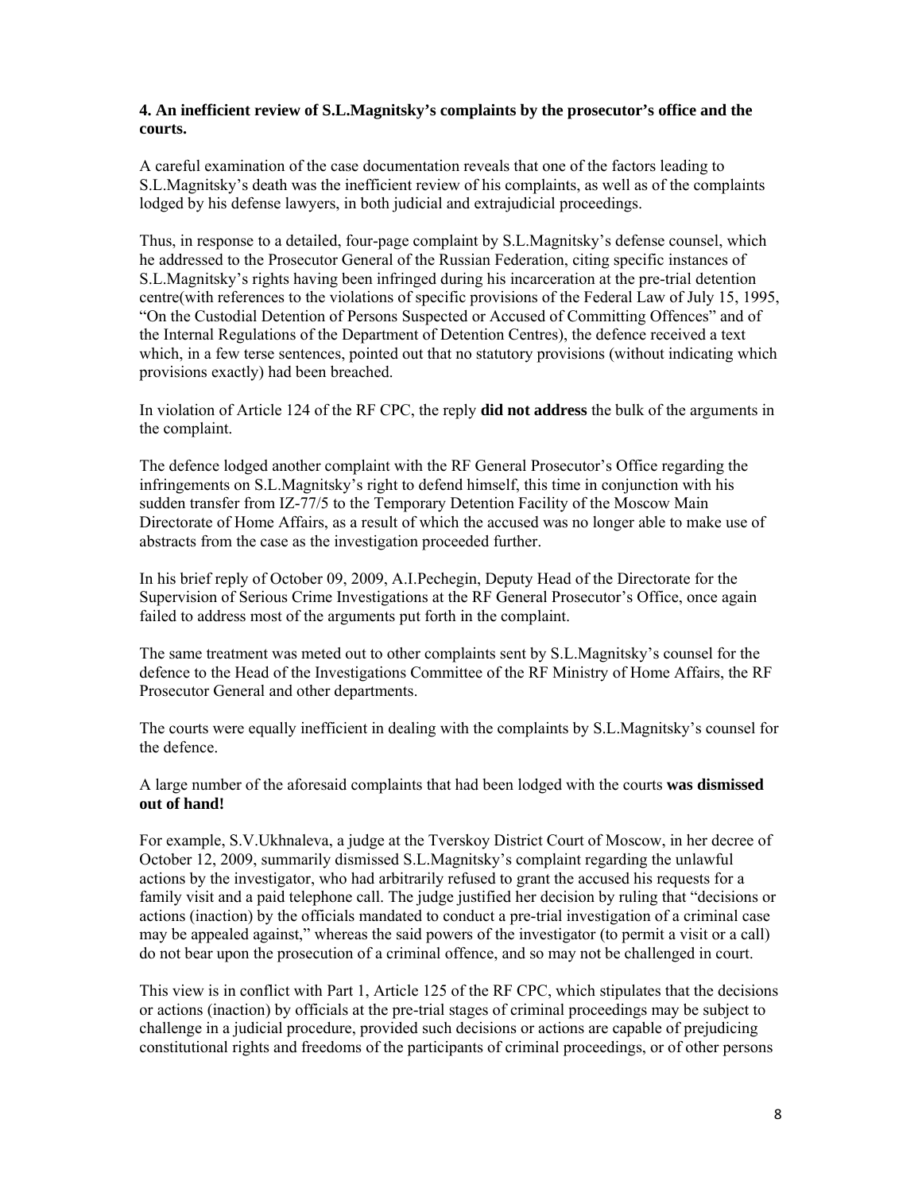**4. An inefficient review of S.L.Magnitsky's complaints by the prosecutor's office and the courts.**

A careful examination of the case documentation reveals that one of the factors leading to S.L.Magnitsky's death was the inefficient review of his complaints, as well as of the complaints lodged by his defense lawyers, in both judicial and extrajudicial proceedings.

Thus, in response to a detailed, four-page complaint by S.L.Magnitsky's defense counsel, which he addressed to the Prosecutor General of the Russian Federation, citing specific instances of S.L.Magnitsky's rights having been infringed during his incarceration at the pre-trial detention centre(with references to the violations of specific provisions of the Federal Law of July 15, 1995, "On the Custodial Detention of Persons Suspected or Accused of Committing Offences" and of the Internal Regulations of the Department of Detention Centres), the defence received a text which, in a few terse sentences, pointed out that no statutory provisions (without indicating which provisions exactly) had been breached.

In violation of Article 124 of the RF CPC, the reply **did not address** the bulk of the arguments in the complaint.

The defence lodged another complaint with the RF General Prosecutor's Office regarding the infringements on S.L.Magnitsky's right to defend himself, this time in conjunction with his sudden transfer from IZ-77/5 to the Temporary Detention Facility of the Moscow Main Directorate of Home Affairs, as a result of which the accused was no longer able to make use of abstracts from the case as the investigation proceeded further.

In his brief reply of October 09, 2009, A.I.Pechegin, Deputy Head of the Directorate for the Supervision of Serious Crime Investigations at the RF General Prosecutor's Office, once again failed to address most of the arguments put forth in the complaint.

The same treatment was meted out to other complaints sent by S.L.Magnitsky's counsel for the defence to the Head of the Investigations Committee of the RF Ministry of Home Affairs, the RF Prosecutor General and other departments.

The courts were equally inefficient in dealing with the complaints by S.L.Magnitsky's counsel for the defence.

A large number of the aforesaid complaints that had been lodged with the courts **was dismissed out of hand!**

For example, S.V.Ukhnaleva, a judge at the Tverskoy District Court of Moscow, in her decree of October 12, 2009, summarily dismissed S.L.Magnitsky's complaint regarding the unlawful actions by the investigator, who had arbitrarily refused to grant the accused his requests for a family visit and a paid telephone call. The judge justified her decision by ruling that "decisions or actions (inaction) by the officials mandated to conduct a pre-trial investigation of a criminal case may be appealed against," whereas the said powers of the investigator (to permit a visit or a call) do not bear upon the prosecution of a criminal offence, and so may not be challenged in court.

This view is in conflict with Part 1, Article 125 of the RF CPC, which stipulates that the decisions or actions (inaction) by officials at the pre-trial stages of criminal proceedings may be subject to challenge in a judicial procedure, provided such decisions or actions are capable of prejudicing constitutional rights and freedoms of the participants of criminal proceedings, or of other persons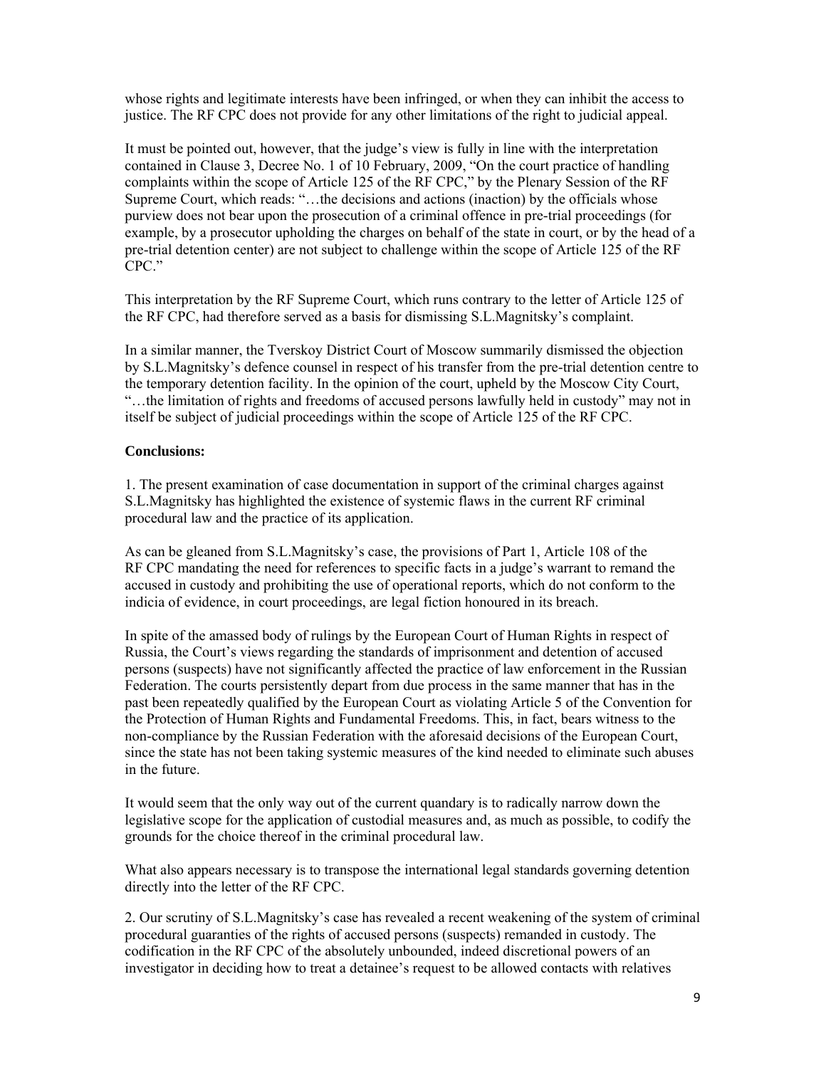whose rights and legitimate interests have been infringed, or when they can inhibit the access to justice. The RF CPC does not provide for any other limitations of the right to judicial appeal.

It must be pointed out, however, that the judge's view is fully in line with the interpretation contained in Clause 3, Decree No. 1 of 10 February, 2009, "On the court practice of handling complaints within the scope of Article 125 of the RF CPC," by the Plenary Session of the RF Supreme Court, which reads: "…the decisions and actions (inaction) by the officials whose purview does not bear upon the prosecution of a criminal offence in pre-trial proceedings (for example, by a prosecutor upholding the charges on behalf of the state in court, or by the head of a pre-trial detention center) are not subject to challenge within the scope of Article 125 of the RF CPC."

This interpretation by the RF Supreme Court, which runs contrary to the letter of Article 125 of the RF CPC, had therefore served as a basis for dismissing S.L.Magnitsky's complaint.

In a similar manner, the Tverskoy District Court of Moscow summarily dismissed the objection by S.L.Magnitsky's defence counsel in respect of his transfer from the pre-trial detention centre to the temporary detention facility. In the opinion of the court, upheld by the Moscow City Court, "…the limitation of rights and freedoms of accused persons lawfully held in custody" may not in itself be subject of judicial proceedings within the scope of Article 125 of the RF CPC.

**Conclusions:**

1. The present examination of case documentation in support of the criminal charges against S.L.Magnitsky has highlighted the existence of systemic flaws in the current RF criminal procedural law and the practice of its application.

As can be gleaned from S.L.Magnitsky's case, the provisions of Part 1, Article 108 of the RF CPC mandating the need for references to specific facts in a judge's warrant to remand the accused in custody and prohibiting the use of operational reports, which do not conform to the indicia of evidence, in court proceedings, are legal fiction honoured in its breach.

In spite of the amassed body of rulings by the European Court of Human Rights in respect of Russia, the Court's views regarding the standards of imprisonment and detention of accused persons (suspects) have not significantly affected the practice of law enforcement in the Russian Federation. The courts persistently depart from due process in the same manner that has in the past been repeatedly qualified by the European Court as violating Article 5 of the Convention for the Protection of Human Rights and Fundamental Freedoms. This, in fact, bears witness to the non-compliance by the Russian Federation with the aforesaid decisions of the European Court, since the state has not been taking systemic measures of the kind needed to eliminate such abuses in the future.

It would seem that the only way out of the current quandary is to radically narrow down the legislative scope for the application of custodial measures and, as much as possible, to codify the grounds for the choice thereof in the criminal procedural law.

What also appears necessary is to transpose the international legal standards governing detention directly into the letter of the RF CPC.

2. Our scrutiny of S.L.Magnitsky's case has revealed a recent weakening of the system of criminal procedural guaranties of the rights of accused persons (suspects) remanded in custody. The codification in the RF CPC of the absolutely unbounded, indeed discretional powers of an investigator in deciding how to treat a detainee's request to be allowed contacts with relatives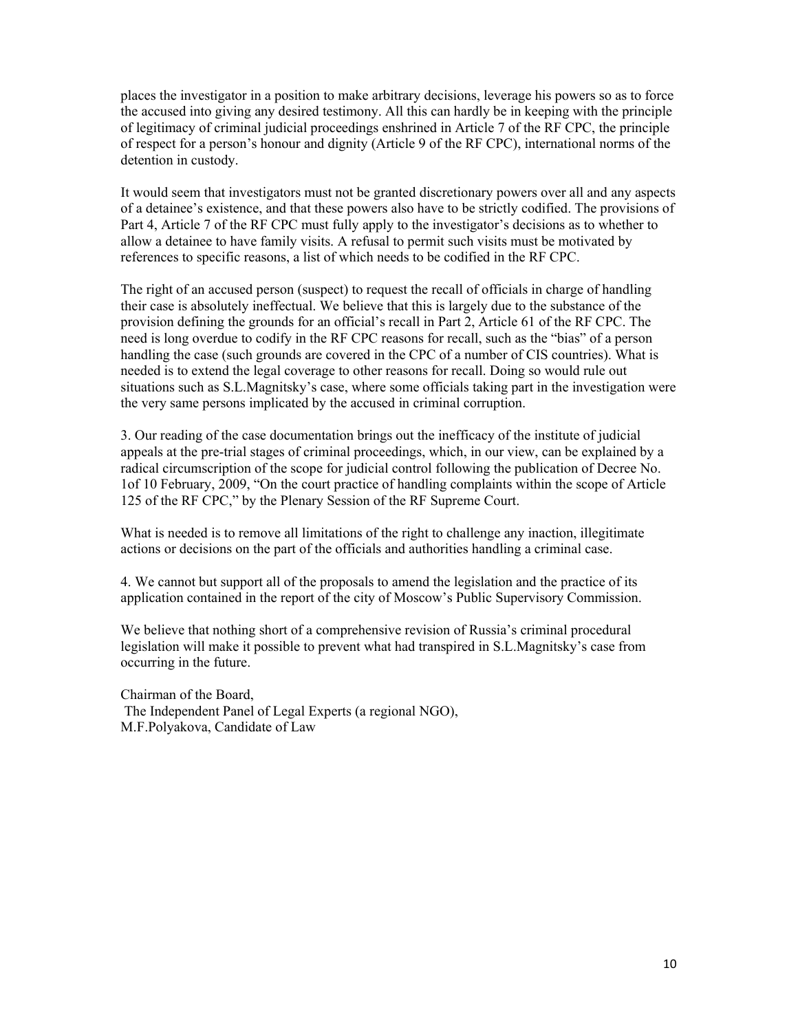places the investigator in a position to make arbitrary decisions, leverage his powers so as to force the accused into giving any desired testimony. All this can hardly be in keeping with the principle of legitimacy of criminal judicial proceedings enshrined in Article 7 of the RF CPC, the principle of respect for a person's honour and dignity (Article 9 of the RF CPC), international norms of the detention in custody.

It would seem that investigators must not be granted discretionary powers over all and any aspects of a detainee's existence, and that these powers also have to be strictly codified. The provisions of Part 4, Article 7 of the RF CPC must fully apply to the investigator's decisions as to whether to allow a detainee to have family visits. A refusal to permit such visits must be motivated by references to specific reasons, a list of which needs to be codified in the RF CPC.

The right of an accused person (suspect) to request the recall of officials in charge of handling their case is absolutely ineffectual. We believe that this is largely due to the substance of the provision defining the grounds for an official's recall in Part 2, Article 61 of the RF CPC. The need is long overdue to codify in the RF CPC reasons for recall, such as the "bias" of a person handling the case (such grounds are covered in the CPC of a number of CIS countries). What is needed is to extend the legal coverage to other reasons for recall. Doing so would rule out situations such as S.L.Magnitsky's case, where some officials taking part in the investigation were the very same persons implicated by the accused in criminal corruption.

3. Our reading of the case documentation brings out the inefficacy of the institute of judicial appeals at the pre-trial stages of criminal proceedings, which, in our view, can be explained by a radical circumscription of the scope for judicial control following the publication of Decree No. 1of 10 February, 2009, "On the court practice of handling complaints within the scope of Article 125 of the RF CPC," by the Plenary Session of the RF Supreme Court.

What is needed is to remove all limitations of the right to challenge any inaction, illegitimate actions or decisions on the part of the officials and authorities handling a criminal case.

4. We cannot but support all of the proposals to amend the legislation and the practice of its application contained in the report of the city of Moscow's Public Supervisory Commission.

We believe that nothing short of a comprehensive revision of Russia's criminal procedural legislation will make it possible to prevent what had transpired in S.L.Magnitsky's case from occurring in the future.

Chairman of the Board,
The Independent Panel of Legal Experts (a regional NGO),
M.F.Polyakova, Candidate of Law